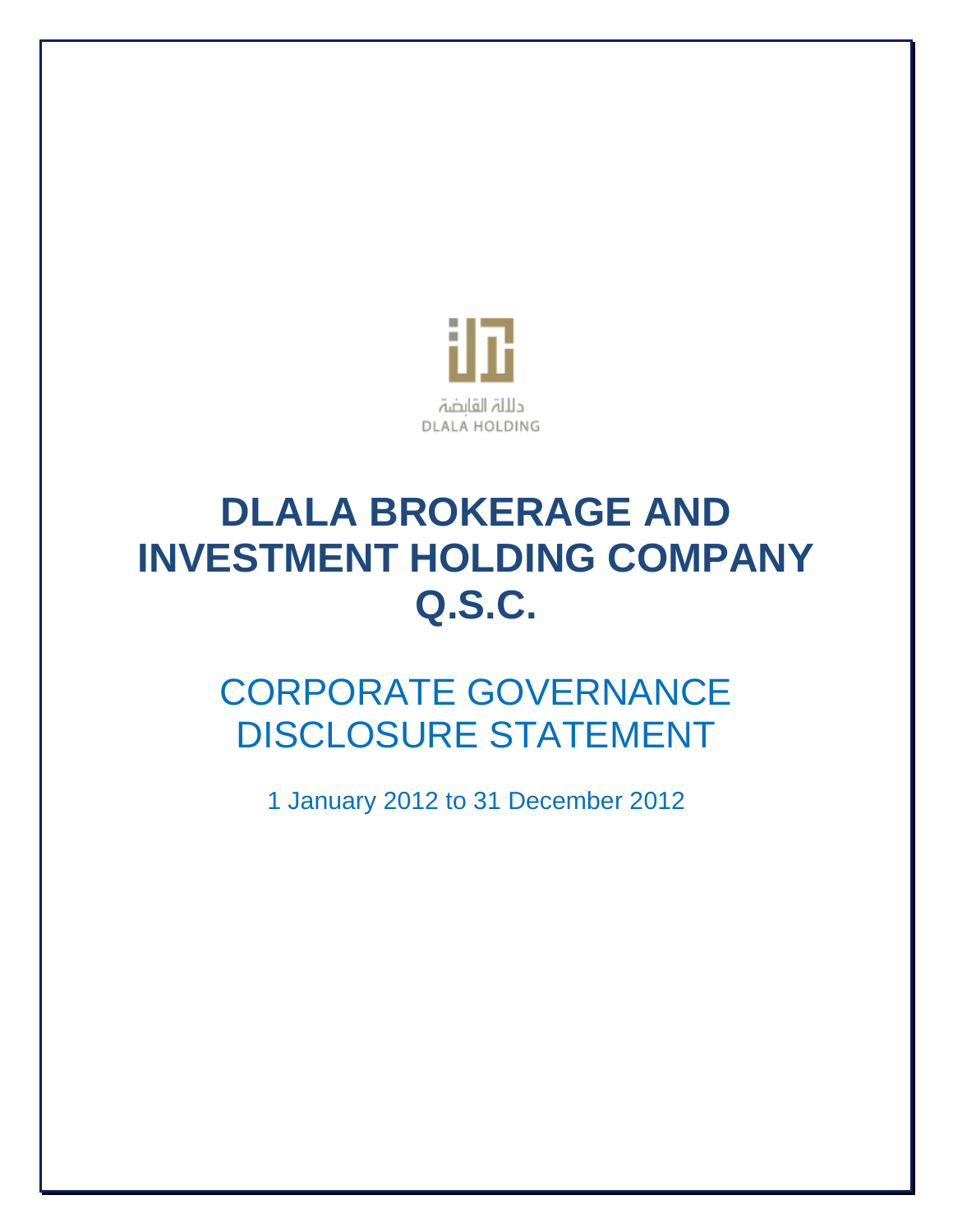دلالة القابضة
DLALA HOLDING

# DLALA BROKERAGE AND INVESTMENT HOLDING COMPANY Q.S.C.

## CORPORATE GOVERNANCE DISCLOSURE STATEMENT

1 January 2012 to 31 December 2012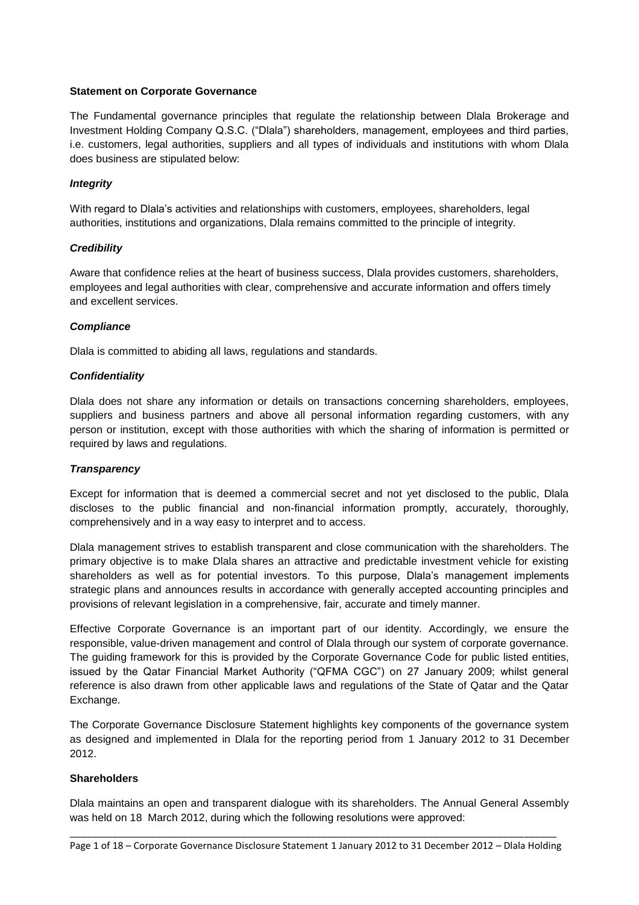## Statement on Corporate Governance

The Fundamental governance principles that regulate the relationship between Dlala Brokerage and Investment Holding Company Q.S.C. ("Dlala") shareholders, management, employees and third parties, i.e. customers, legal authorities, suppliers and all types of individuals and institutions with whom Dlala does business are stipulated below:

### *Integrity*

With regard to Dlala's activities and relationships with customers, employees, shareholders, legal authorities, institutions and organizations, Dlala remains committed to the principle of integrity.

### *Credibility*

Aware that confidence relies at the heart of business success, Dlala provides customers, shareholders, employees and legal authorities with clear, comprehensive and accurate information and offers timely and excellent services.

### *Compliance*

Dlala is committed to abiding all laws, regulations and standards.

### *Confidentiality*

Dlala does not share any information or details on transactions concerning shareholders, employees, suppliers and business partners and above all personal information regarding customers, with any person or institution, except with those authorities with which the sharing of information is permitted or required by laws and regulations.

### *Transparency*

Except for information that is deemed a commercial secret and not yet disclosed to the public, Dlala discloses to the public financial and non-financial information promptly, accurately, thoroughly, comprehensively and in a way easy to interpret and to access.

Dlala management strives to establish transparent and close communication with the shareholders. The primary objective is to make Dlala shares an attractive and predictable investment vehicle for existing shareholders as well as for potential investors. To this purpose, Dlala's management implements strategic plans and announces results in accordance with generally accepted accounting principles and provisions of relevant legislation in a comprehensive, fair, accurate and timely manner.

Effective Corporate Governance is an important part of our identity. Accordingly, we ensure the responsible, value-driven management and control of Dlala through our system of corporate governance. The guiding framework for this is provided by the Corporate Governance Code for public listed entities, issued by the Qatar Financial Market Authority ("QFMA CGC") on 27 January 2009; whilst general reference is also drawn from other applicable laws and regulations of the State of Qatar and the Qatar Exchange.

The Corporate Governance Disclosure Statement highlights key components of the governance system as designed and implemented in Dlala for the reporting period from 1 January 2012 to 31 December 2012.

## Shareholders

Dlala maintains an open and transparent dialogue with its shareholders. The Annual General Assembly was held on 18 March 2012, during which the following resolutions were approved: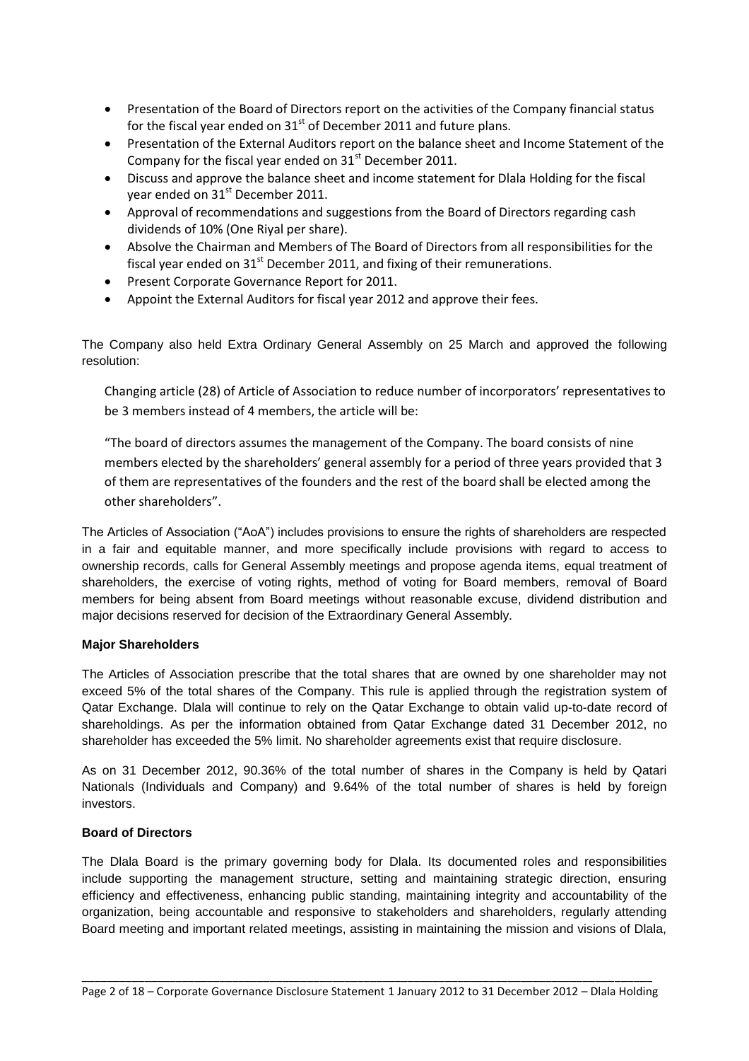- Presentation of the Board of Directors report on the activities of the Company financial status for the fiscal year ended on 31st of December 2011 and future plans.
- Presentation of the External Auditors report on the balance sheet and Income Statement of the Company for the fiscal year ended on 31st December 2011.
- Discuss and approve the balance sheet and income statement for Dlala Holding for the fiscal year ended on 31st December 2011.
- Approval of recommendations and suggestions from the Board of Directors regarding cash dividends of 10% (One Riyal per share).
- Absolve the Chairman and Members of The Board of Directors from all responsibilities for the fiscal year ended on 31st December 2011, and fixing of their remunerations.
- Present Corporate Governance Report for 2011.
- Appoint the External Auditors for fiscal year 2012 and approve their fees.

The Company also held Extra Ordinary General Assembly on 25 March and approved the following resolution:

Changing article (28) of Article of Association to reduce number of incorporators' representatives to be 3 members instead of 4 members, the article will be:

"The board of directors assumes the management of the Company. The board consists of nine members elected by the shareholders' general assembly for a period of three years provided that 3 of them are representatives of the founders and the rest of the board shall be elected among the other shareholders".

The Articles of Association ("AoA") includes provisions to ensure the rights of shareholders are respected in a fair and equitable manner, and more specifically include provisions with regard to access to ownership records, calls for General Assembly meetings and propose agenda items, equal treatment of shareholders, the exercise of voting rights, method of voting for Board members, removal of Board members for being absent from Board meetings without reasonable excuse, dividend distribution and major decisions reserved for decision of the Extraordinary General Assembly.

**Major Shareholders**

The Articles of Association prescribe that the total shares that are owned by one shareholder may not exceed 5% of the total shares of the Company. This rule is applied through the registration system of Qatar Exchange. Dlala will continue to rely on the Qatar Exchange to obtain valid up-to-date record of shareholdings. As per the information obtained from Qatar Exchange dated 31 December 2012, no shareholder has exceeded the 5% limit. No shareholder agreements exist that require disclosure.

As on 31 December 2012, 90.36% of the total number of shares in the Company is held by Qatari Nationals (Individuals and Company) and 9.64% of the total number of shares is held by foreign investors.

**Board of Directors**

The Dlala Board is the primary governing body for Dlala. Its documented roles and responsibilities include supporting the management structure, setting and maintaining strategic direction, ensuring efficiency and effectiveness, enhancing public standing, maintaining integrity and accountability of the organization, being accountable and responsive to stakeholders and shareholders, regularly attending Board meeting and important related meetings, assisting in maintaining the mission and visions of Dlala,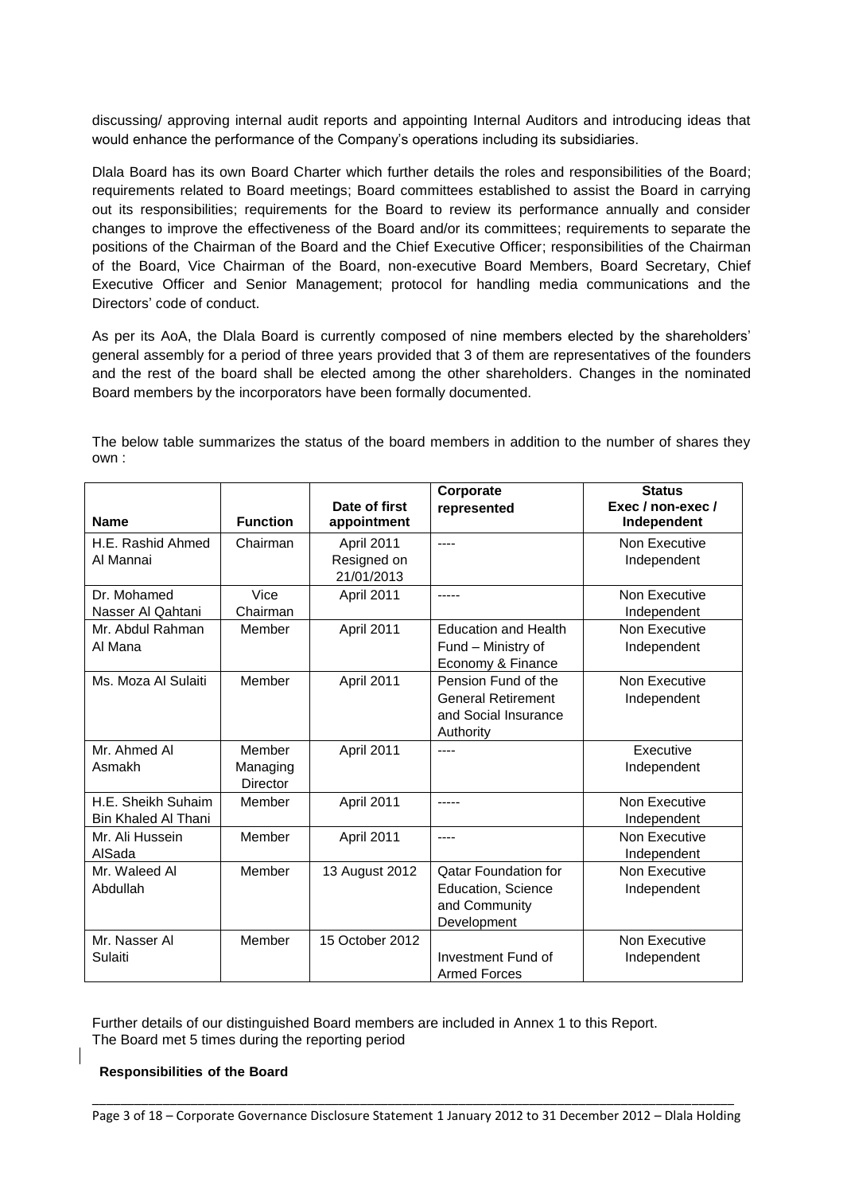discussing/ approving internal audit reports and appointing Internal Auditors and introducing ideas that would enhance the performance of the Company's operations including its subsidiaries.

Dlala Board has its own Board Charter which further details the roles and responsibilities of the Board; requirements related to Board meetings; Board committees established to assist the Board in carrying out its responsibilities; requirements for the Board to review its performance annually and consider changes to improve the effectiveness of the Board and/or its committees; requirements to separate the positions of the Chairman of the Board and the Chief Executive Officer; responsibilities of the Chairman of the Board, Vice Chairman of the Board, non-executive Board Members, Board Secretary, Chief Executive Officer and Senior Management; protocol for handling media communications and the Directors' code of conduct.

As per its AoA, the Dlala Board is currently composed of nine members elected by the shareholders' general assembly for a period of three years provided that 3 of them are representatives of the founders and the rest of the board shall be elected among the other shareholders. Changes in the nominated Board members by the incorporators have been formally documented.

The below table summarizes the status of the board members in addition to the number of shares they own :

| Name | Function | Date of first appointment | Corporate represented | Status Exec / non-exec / Independent |
|---|---|---|---|---|
| H.E. Rashid Ahmed Al Mannai | Chairman | April 2011 Resigned on 21/01/2013 | ---- | Non Executive Independent |
| Dr. Mohamed Nasser Al Qahtani | Vice Chairman | April 2011 | ----- | Non Executive Independent |
| Mr. Abdul Rahman Al Mana | Member | April 2011 | Education and Health Fund – Ministry of Economy & Finance | Non Executive Independent |
| Ms. Moza Al Sulaiti | Member | April 2011 | Pension Fund of the General Retirement and Social Insurance Authority | Non Executive Independent |
| Mr. Ahmed Al Asmakh | Member Managing Director | April 2011 | ---- | Executive Independent |
| H.E. Sheikh Suhaim Bin Khaled Al Thani | Member | April 2011 | ----- | Non Executive Independent |
| Mr. Ali Hussein AlSada | Member | April 2011 | ---- | Non Executive Independent |
| Mr. Waleed Al Abdullah | Member | 13 August 2012 | Qatar Foundation for Education, Science and Community Development | Non Executive Independent |
| Mr. Nasser Al Sulaiti | Member | 15 October 2012 | Investment Fund of Armed Forces | Non Executive Independent |

Further details of our distinguished Board members are included in Annex 1 to this Report.
The Board met 5 times during the reporting period

**Responsibilities of the Board**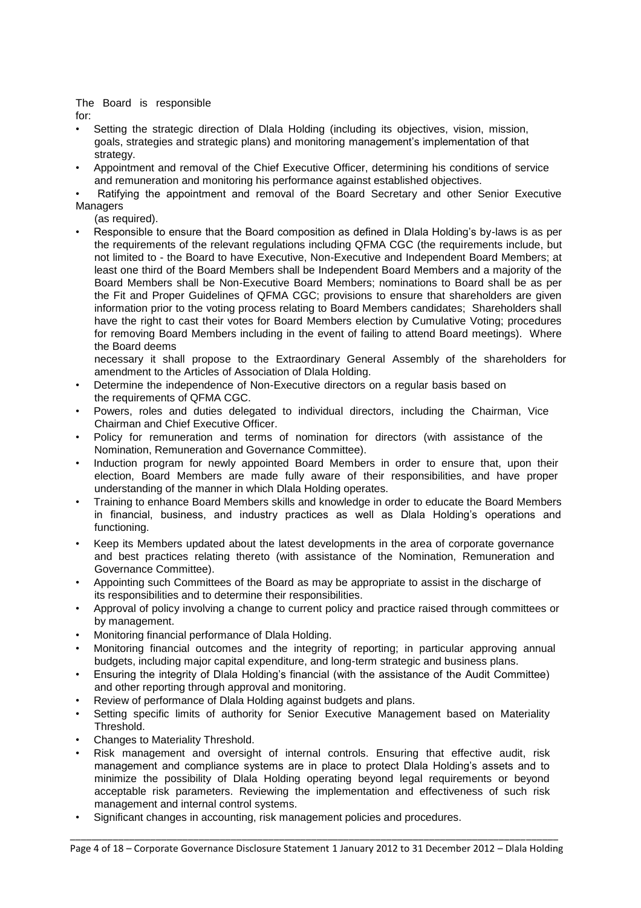The Board is responsible for:

- Setting the strategic direction of Dlala Holding (including its objectives, vision, mission, goals, strategies and strategic plans) and monitoring management's implementation of that strategy.
- Appointment and removal of the Chief Executive Officer, determining his conditions of service and remuneration and monitoring his performance against established objectives.
- Ratifying the appointment and removal of the Board Secretary and other Senior Executive Managers (as required).
- Responsible to ensure that the Board composition as defined in Dlala Holding's by-laws is as per the requirements of the relevant regulations including QFMA CGC (the requirements include, but not limited to - the Board to have Executive, Non-Executive and Independent Board Members; at least one third of the Board Members shall be Independent Board Members and a majority of the Board Members shall be Non-Executive Board Members; nominations to Board shall be as per the Fit and Proper Guidelines of QFMA CGC; provisions to ensure that shareholders are given information prior to the voting process relating to Board Members candidates; Shareholders shall have the right to cast their votes for Board Members election by Cumulative Voting; procedures for removing Board Members including in the event of failing to attend Board meetings). Where the Board deems necessary it shall propose to the Extraordinary General Assembly of the shareholders for amendment to the Articles of Association of Dlala Holding.
- Determine the independence of Non-Executive directors on a regular basis based on the requirements of QFMA CGC.
- Powers, roles and duties delegated to individual directors, including the Chairman, Vice Chairman and Chief Executive Officer.
- Policy for remuneration and terms of nomination for directors (with assistance of the Nomination, Remuneration and Governance Committee).
- Induction program for newly appointed Board Members in order to ensure that, upon their election, Board Members are made fully aware of their responsibilities, and have proper understanding of the manner in which Dlala Holding operates.
- Training to enhance Board Members skills and knowledge in order to educate the Board Members in financial, business, and industry practices as well as Dlala Holding's operations and functioning.
- Keep its Members updated about the latest developments in the area of corporate governance and best practices relating thereto (with assistance of the Nomination, Remuneration and Governance Committee).
- Appointing such Committees of the Board as may be appropriate to assist in the discharge of its responsibilities and to determine their responsibilities.
- Approval of policy involving a change to current policy and practice raised through committees or by management.
- Monitoring financial performance of Dlala Holding.
- Monitoring financial outcomes and the integrity of reporting; in particular approving annual budgets, including major capital expenditure, and long-term strategic and business plans.
- Ensuring the integrity of Dlala Holding's financial (with the assistance of the Audit Committee) and other reporting through approval and monitoring.
- Review of performance of Dlala Holding against budgets and plans.
- Setting specific limits of authority for Senior Executive Management based on Materiality Threshold.
- Changes to Materiality Threshold.
- Risk management and oversight of internal controls. Ensuring that effective audit, risk management and compliance systems are in place to protect Dlala Holding's assets and to minimize the possibility of Dlala Holding operating beyond legal requirements or beyond acceptable risk parameters. Reviewing the implementation and effectiveness of such risk management and internal control systems.
- Significant changes in accounting, risk management policies and procedures.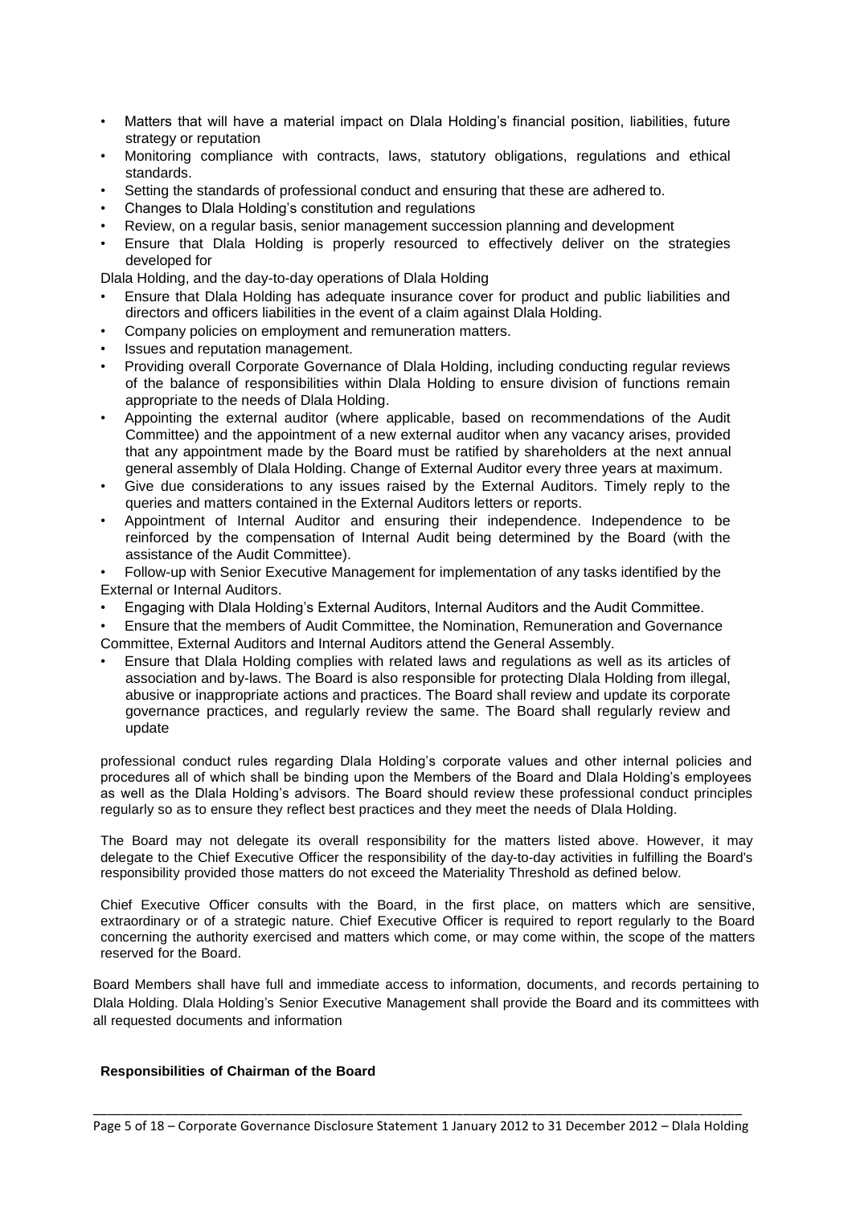- Matters that will have a material impact on Dlala Holding's financial position, liabilities, future strategy or reputation
- Monitoring compliance with contracts, laws, statutory obligations, regulations and ethical standards.
- Setting the standards of professional conduct and ensuring that these are adhered to.
- Changes to Dlala Holding's constitution and regulations
- Review, on a regular basis, senior management succession planning and development
- Ensure that Dlala Holding is properly resourced to effectively deliver on the strategies developed for

Dlala Holding, and the day-to-day operations of Dlala Holding

- Ensure that Dlala Holding has adequate insurance cover for product and public liabilities and directors and officers liabilities in the event of a claim against Dlala Holding.
- Company policies on employment and remuneration matters.
- Issues and reputation management.
- Providing overall Corporate Governance of Dlala Holding, including conducting regular reviews of the balance of responsibilities within Dlala Holding to ensure division of functions remain appropriate to the needs of Dlala Holding.
- Appointing the external auditor (where applicable, based on recommendations of the Audit Committee) and the appointment of a new external auditor when any vacancy arises, provided that any appointment made by the Board must be ratified by shareholders at the next annual general assembly of Dlala Holding. Change of External Auditor every three years at maximum.
- Give due considerations to any issues raised by the External Auditors. Timely reply to the queries and matters contained in the External Auditors letters or reports.
- Appointment of Internal Auditor and ensuring their independence. Independence to be reinforced by the compensation of Internal Audit being determined by the Board (with the assistance of the Audit Committee).
- Follow-up with Senior Executive Management for implementation of any tasks identified by the External or Internal Auditors.
- Engaging with Dlala Holding's External Auditors, Internal Auditors and the Audit Committee.
- Ensure that the members of Audit Committee, the Nomination, Remuneration and Governance Committee, External Auditors and Internal Auditors attend the General Assembly.
- Ensure that Dlala Holding complies with related laws and regulations as well as its articles of association and by-laws. The Board is also responsible for protecting Dlala Holding from illegal, abusive or inappropriate actions and practices. The Board shall review and update its corporate governance practices, and regularly review the same. The Board shall regularly review and update

professional conduct rules regarding Dlala Holding's corporate values and other internal policies and procedures all of which shall be binding upon the Members of the Board and Dlala Holding's employees as well as the Dlala Holding's advisors. The Board should review these professional conduct principles regularly so as to ensure they reflect best practices and they meet the needs of Dlala Holding.

The Board may not delegate its overall responsibility for the matters listed above. However, it may delegate to the Chief Executive Officer the responsibility of the day-to-day activities in fulfilling the Board's responsibility provided those matters do not exceed the Materiality Threshold as defined below.

Chief Executive Officer consults with the Board, in the first place, on matters which are sensitive, extraordinary or of a strategic nature. Chief Executive Officer is required to report regularly to the Board concerning the authority exercised and matters which come, or may come within, the scope of the matters reserved for the Board.

Board Members shall have full and immediate access to information, documents, and records pertaining to Dlala Holding. Dlala Holding's Senior Executive Management shall provide the Board and its committees with all requested documents and information

**Responsibilities of Chairman of the Board**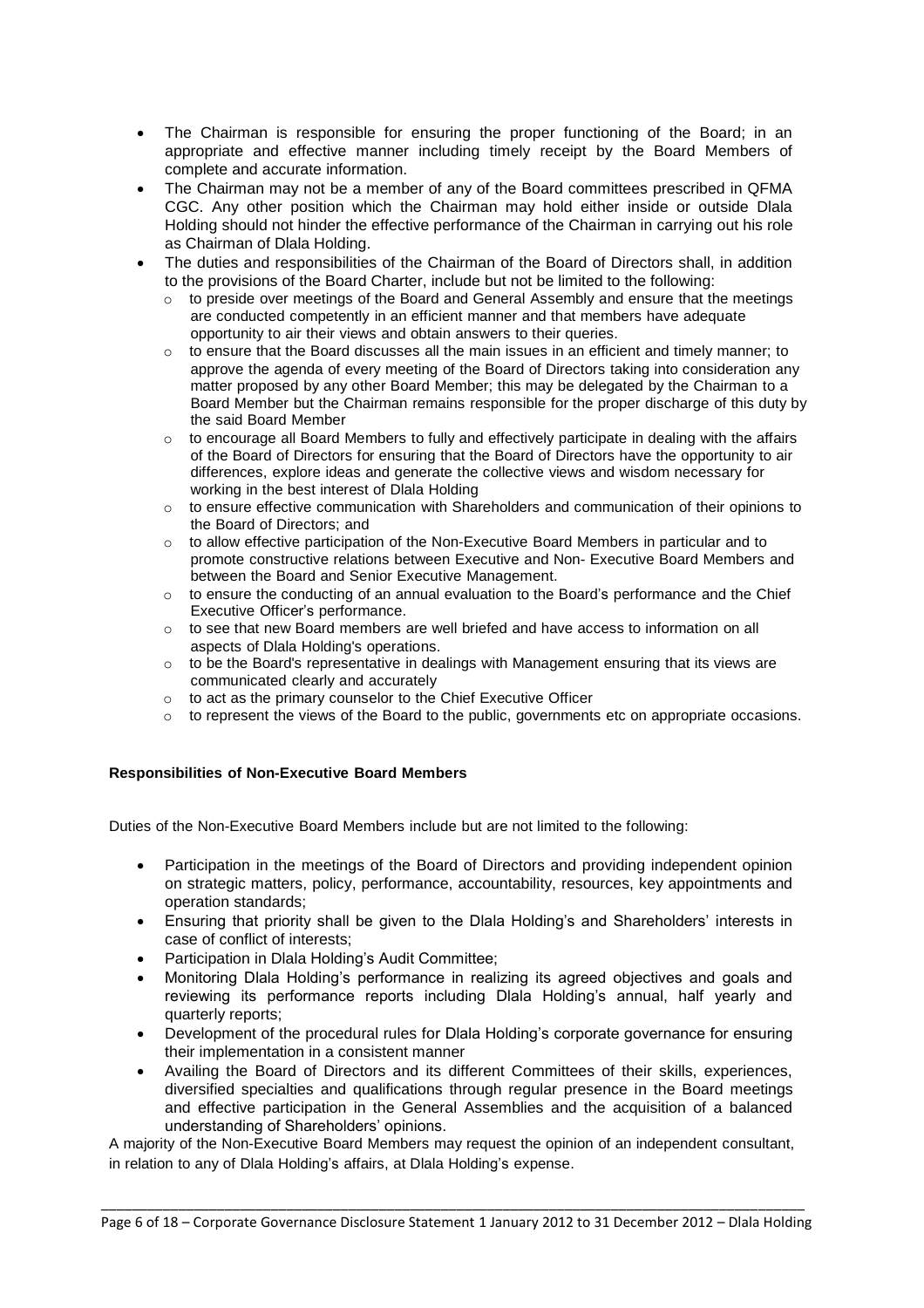- The Chairman is responsible for ensuring the proper functioning of the Board; in an appropriate and effective manner including timely receipt by the Board Members of complete and accurate information.
- The Chairman may not be a member of any of the Board committees prescribed in QFMA CGC. Any other position which the Chairman may hold either inside or outside Dlala Holding should not hinder the effective performance of the Chairman in carrying out his role as Chairman of Dlala Holding.
- The duties and responsibilities of the Chairman of the Board of Directors shall, in addition to the provisions of the Board Charter, include but not be limited to the following:
  - to preside over meetings of the Board and General Assembly and ensure that the meetings are conducted competently in an efficient manner and that members have adequate opportunity to air their views and obtain answers to their queries.
  - to ensure that the Board discusses all the main issues in an efficient and timely manner; to approve the agenda of every meeting of the Board of Directors taking into consideration any matter proposed by any other Board Member; this may be delegated by the Chairman to a Board Member but the Chairman remains responsible for the proper discharge of this duty by the said Board Member
  - to encourage all Board Members to fully and effectively participate in dealing with the affairs of the Board of Directors for ensuring that the Board of Directors have the opportunity to air differences, explore ideas and generate the collective views and wisdom necessary for working in the best interest of Dlala Holding
  - to ensure effective communication with Shareholders and communication of their opinions to the Board of Directors; and
  - to allow effective participation of the Non-Executive Board Members in particular and to promote constructive relations between Executive and Non- Executive Board Members and between the Board and Senior Executive Management.
  - to ensure the conducting of an annual evaluation to the Board's performance and the Chief Executive Officer's performance.
  - to see that new Board members are well briefed and have access to information on all aspects of Dlala Holding's operations.
  - to be the Board's representative in dealings with Management ensuring that its views are communicated clearly and accurately
  - to act as the primary counselor to the Chief Executive Officer
  - to represent the views of the Board to the public, governments etc on appropriate occasions.

**Responsibilities of Non-Executive Board Members**

Duties of the Non-Executive Board Members include but are not limited to the following:

- Participation in the meetings of the Board of Directors and providing independent opinion on strategic matters, policy, performance, accountability, resources, key appointments and operation standards;
- Ensuring that priority shall be given to the Dlala Holding's and Shareholders' interests in case of conflict of interests;
- Participation in Dlala Holding's Audit Committee;
- Monitoring Dlala Holding's performance in realizing its agreed objectives and goals and reviewing its performance reports including Dlala Holding's annual, half yearly and quarterly reports;
- Development of the procedural rules for Dlala Holding's corporate governance for ensuring their implementation in a consistent manner
- Availing the Board of Directors and its different Committees of their skills, experiences, diversified specialties and qualifications through regular presence in the Board meetings and effective participation in the General Assemblies and the acquisition of a balanced understanding of Shareholders' opinions.

A majority of the Non-Executive Board Members may request the opinion of an independent consultant, in relation to any of Dlala Holding's affairs, at Dlala Holding's expense.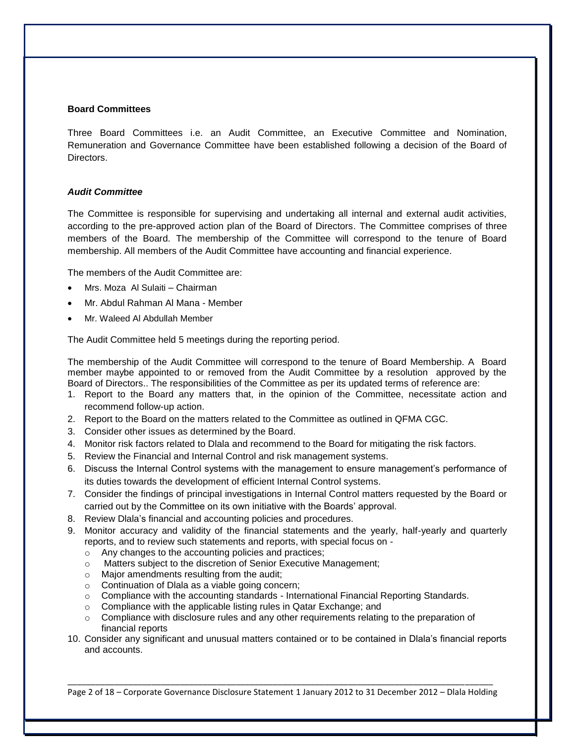## Board Committees

Three Board Committees i.e. an Audit Committee, an Executive Committee and Nomination, Remuneration and Governance Committee have been established following a decision of the Board of Directors.

### *Audit Committee*

The Committee is responsible for supervising and undertaking all internal and external audit activities, according to the pre-approved action plan of the Board of Directors. The Committee comprises of three members of the Board. The membership of the Committee will correspond to the tenure of Board membership. All members of the Audit Committee have accounting and financial experience.

The members of the Audit Committee are:

- Mrs. Moza Al Sulaiti – Chairman
- Mr. Abdul Rahman Al Mana - Member
- Mr. Waleed Al Abdullah Member

The Audit Committee held 5 meetings during the reporting period.

The membership of the Audit Committee will correspond to the tenure of Board Membership. A Board member maybe appointed to or removed from the Audit Committee by a resolution approved by the Board of Directors.. The responsibilities of the Committee as per its updated terms of reference are:

1. Report to the Board any matters that, in the opinion of the Committee, necessitate action and recommend follow-up action.
2. Report to the Board on the matters related to the Committee as outlined in QFMA CGC.
3. Consider other issues as determined by the Board.
4. Monitor risk factors related to Dlala and recommend to the Board for mitigating the risk factors.
5. Review the Financial and Internal Control and risk management systems.
6. Discuss the Internal Control systems with the management to ensure management's performance of its duties towards the development of efficient Internal Control systems.
7. Consider the findings of principal investigations in Internal Control matters requested by the Board or carried out by the Committee on its own initiative with the Boards' approval.
8. Review Dlala's financial and accounting policies and procedures.
9. Monitor accuracy and validity of the financial statements and the yearly, half-yearly and quarterly reports, and to review such statements and reports, with special focus on -
   - Any changes to the accounting policies and practices;
   - Matters subject to the discretion of Senior Executive Management;
   - Major amendments resulting from the audit;
   - Continuation of Dlala as a viable going concern;
   - Compliance with the accounting standards - International Financial Reporting Standards.
   - Compliance with the applicable listing rules in Qatar Exchange; and
   - Compliance with disclosure rules and any other requirements relating to the preparation of financial reports
10. Consider any significant and unusual matters contained or to be contained in Dlala's financial reports and accounts.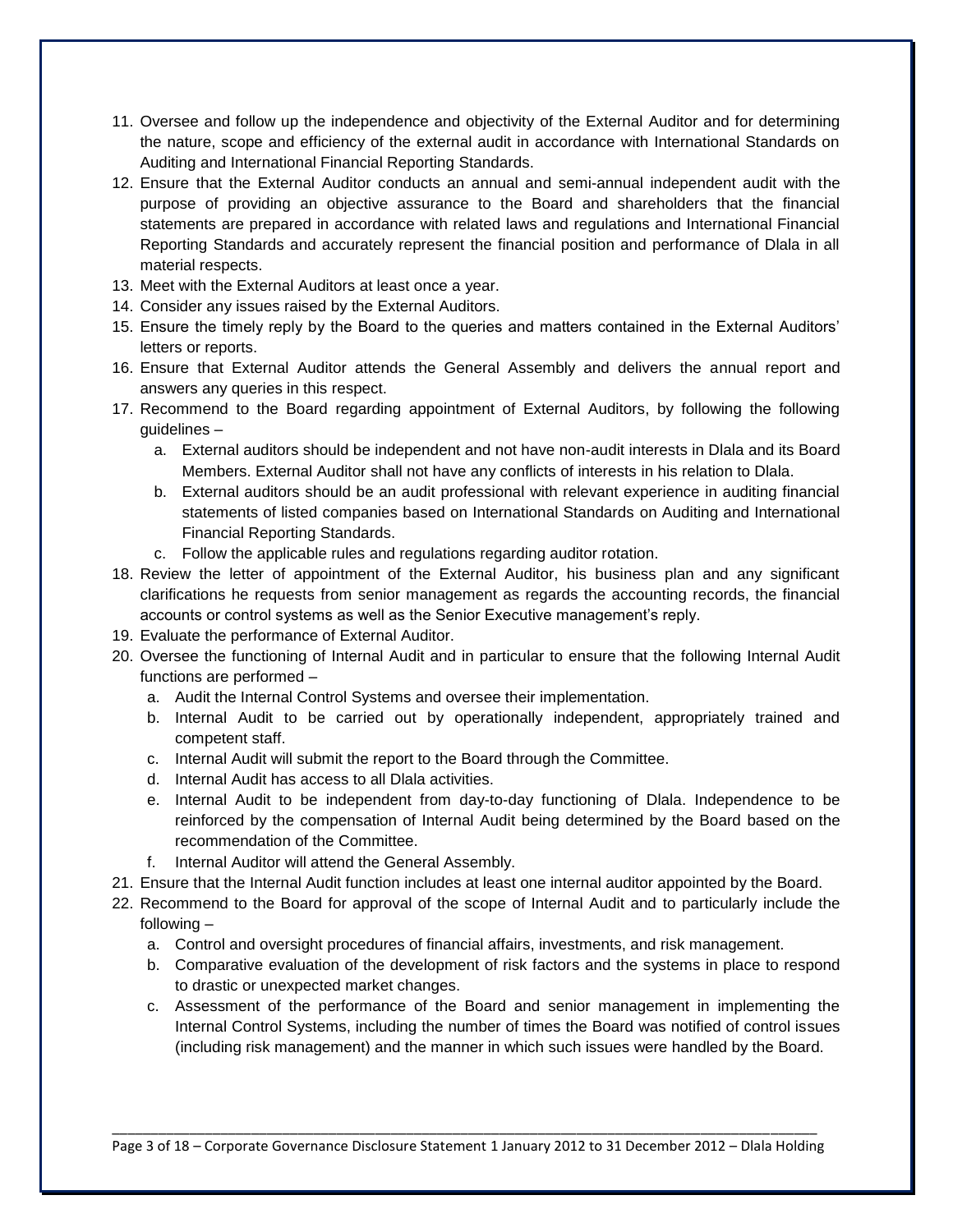11. Oversee and follow up the independence and objectivity of the External Auditor and for determining the nature, scope and efficiency of the external audit in accordance with International Standards on Auditing and International Financial Reporting Standards.
12. Ensure that the External Auditor conducts an annual and semi-annual independent audit with the purpose of providing an objective assurance to the Board and shareholders that the financial statements are prepared in accordance with related laws and regulations and International Financial Reporting Standards and accurately represent the financial position and performance of Dlala in all material respects.
13. Meet with the External Auditors at least once a year.
14. Consider any issues raised by the External Auditors.
15. Ensure the timely reply by the Board to the queries and matters contained in the External Auditors' letters or reports.
16. Ensure that External Auditor attends the General Assembly and delivers the annual report and answers any queries in this respect.
17. Recommend to the Board regarding appointment of External Auditors, by following the following guidelines –
    a. External auditors should be independent and not have non-audit interests in Dlala and its Board Members. External Auditor shall not have any conflicts of interests in his relation to Dlala.
    b. External auditors should be an audit professional with relevant experience in auditing financial statements of listed companies based on International Standards on Auditing and International Financial Reporting Standards.
    c. Follow the applicable rules and regulations regarding auditor rotation.
18. Review the letter of appointment of the External Auditor, his business plan and any significant clarifications he requests from senior management as regards the accounting records, the financial accounts or control systems as well as the Senior Executive management's reply.
19. Evaluate the performance of External Auditor.
20. Oversee the functioning of Internal Audit and in particular to ensure that the following Internal Audit functions are performed –
    a. Audit the Internal Control Systems and oversee their implementation.
    b. Internal Audit to be carried out by operationally independent, appropriately trained and competent staff.
    c. Internal Audit will submit the report to the Board through the Committee.
    d. Internal Audit has access to all Dlala activities.
    e. Internal Audit to be independent from day-to-day functioning of Dlala. Independence to be reinforced by the compensation of Internal Audit being determined by the Board based on the recommendation of the Committee.
    f. Internal Auditor will attend the General Assembly.
21. Ensure that the Internal Audit function includes at least one internal auditor appointed by the Board.
22. Recommend to the Board for approval of the scope of Internal Audit and to particularly include the following –
    a. Control and oversight procedures of financial affairs, investments, and risk management.
    b. Comparative evaluation of the development of risk factors and the systems in place to respond to drastic or unexpected market changes.
    c. Assessment of the performance of the Board and senior management in implementing the Internal Control Systems, including the number of times the Board was notified of control issues (including risk management) and the manner in which such issues were handled by the Board.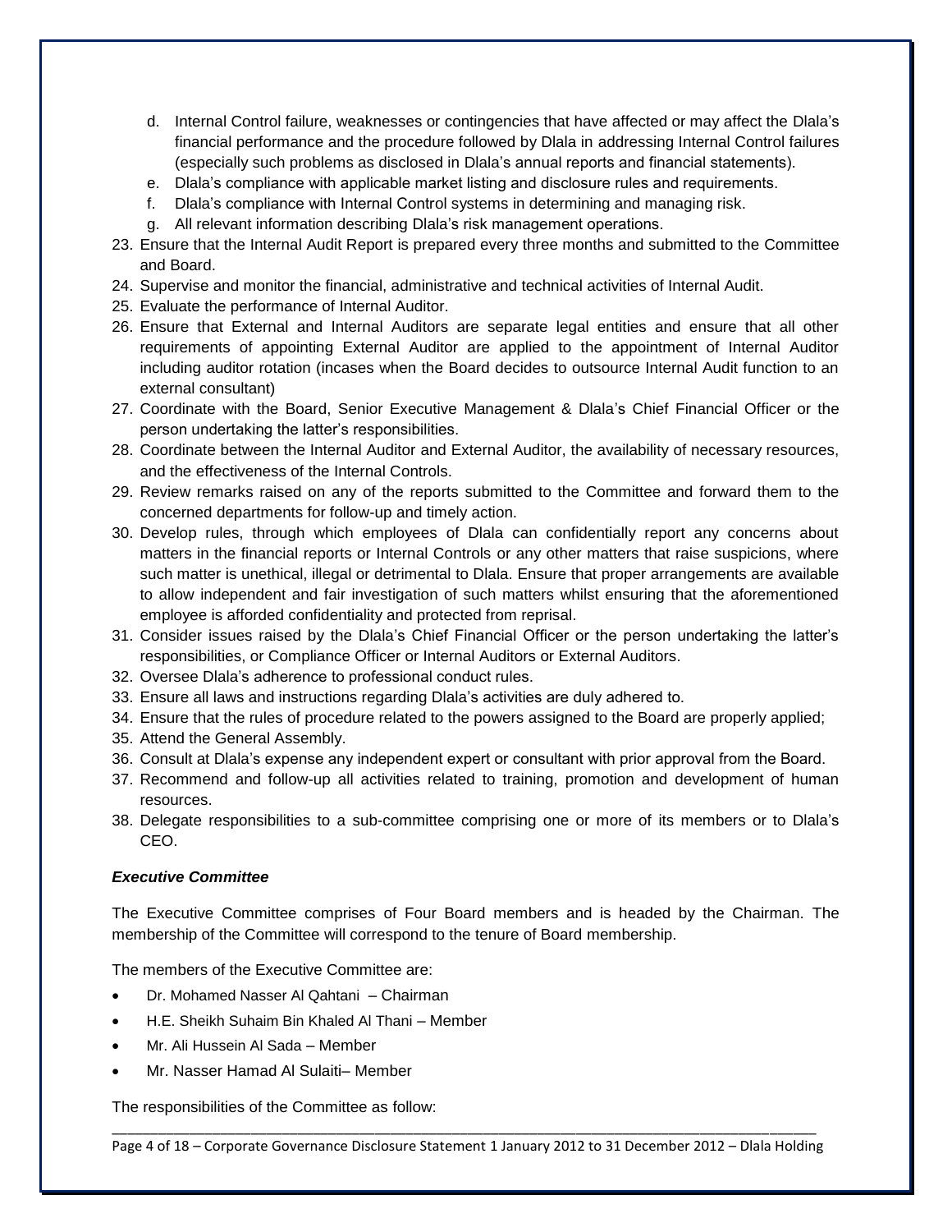d. Internal Control failure, weaknesses or contingencies that have affected or may affect the Dlala's financial performance and the procedure followed by Dlala in addressing Internal Control failures (especially such problems as disclosed in Dlala's annual reports and financial statements).
e. Dlala's compliance with applicable market listing and disclosure rules and requirements.
f. Dlala's compliance with Internal Control systems in determining and managing risk.
g. All relevant information describing Dlala's risk management operations.

23. Ensure that the Internal Audit Report is prepared every three months and submitted to the Committee and Board.
24. Supervise and monitor the financial, administrative and technical activities of Internal Audit.
25. Evaluate the performance of Internal Auditor.
26. Ensure that External and Internal Auditors are separate legal entities and ensure that all other requirements of appointing External Auditor are applied to the appointment of Internal Auditor including auditor rotation (incases when the Board decides to outsource Internal Audit function to an external consultant)
27. Coordinate with the Board, Senior Executive Management & Dlala's Chief Financial Officer or the person undertaking the latter's responsibilities.
28. Coordinate between the Internal Auditor and External Auditor, the availability of necessary resources, and the effectiveness of the Internal Controls.
29. Review remarks raised on any of the reports submitted to the Committee and forward them to the concerned departments for follow-up and timely action.
30. Develop rules, through which employees of Dlala can confidentially report any concerns about matters in the financial reports or Internal Controls or any other matters that raise suspicions, where such matter is unethical, illegal or detrimental to Dlala. Ensure that proper arrangements are available to allow independent and fair investigation of such matters whilst ensuring that the aforementioned employee is afforded confidentiality and protected from reprisal.
31. Consider issues raised by the Dlala's Chief Financial Officer or the person undertaking the latter's responsibilities, or Compliance Officer or Internal Auditors or External Auditors.
32. Oversee Dlala's adherence to professional conduct rules.
33. Ensure all laws and instructions regarding Dlala's activities are duly adhered to.
34. Ensure that the rules of procedure related to the powers assigned to the Board are properly applied;
35. Attend the General Assembly.
36. Consult at Dlala's expense any independent expert or consultant with prior approval from the Board.
37. Recommend and follow-up all activities related to training, promotion and development of human resources.
38. Delegate responsibilities to a sub-committee comprising one or more of its members or to Dlala's CEO.

***Executive Committee***

The Executive Committee comprises of Four Board members and is headed by the Chairman. The membership of the Committee will correspond to the tenure of Board membership.

The members of the Executive Committee are:

- Dr. Mohamed Nasser Al Qahtani – Chairman
- H.E. Sheikh Suhaim Bin Khaled Al Thani – Member
- Mr. Ali Hussein Al Sada – Member
- Mr. Nasser Hamad Al Sulaiti– Member

The responsibilities of the Committee as follow: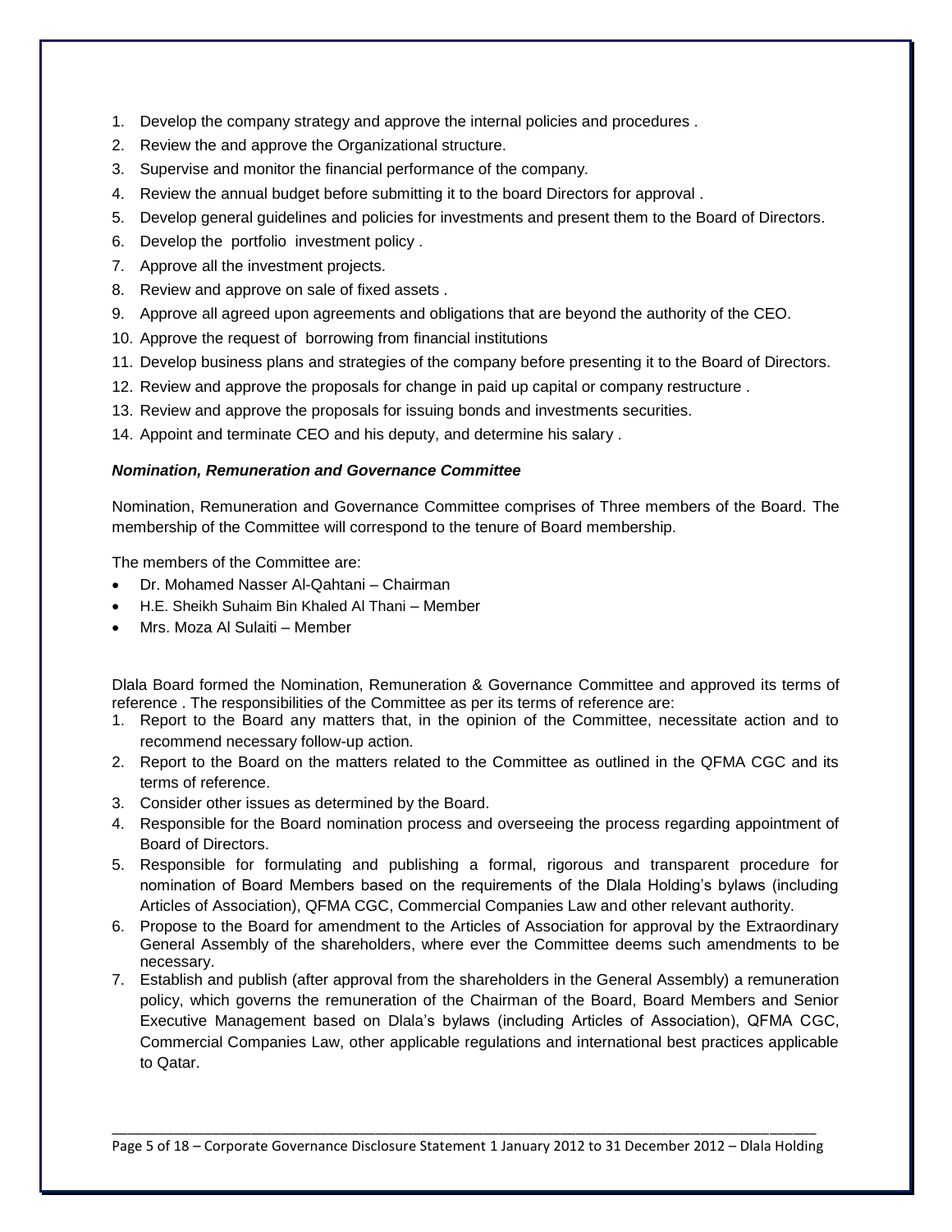1. Develop the company strategy and approve the internal policies and procedures .
2. Review the and approve the Organizational structure.
3. Supervise and monitor the financial performance of the company.
4. Review the annual budget before submitting it to the board Directors for approval .
5. Develop general guidelines and policies for investments and present them to the Board of Directors.
6. Develop the portfolio investment policy .
7. Approve all the investment projects.
8. Review and approve on sale of fixed assets .
9. Approve all agreed upon agreements and obligations that are beyond the authority of the CEO.
10. Approve the request of borrowing from financial institutions
11. Develop business plans and strategies of the company before presenting it to the Board of Directors.
12. Review and approve the proposals for change in paid up capital or company restructure .
13. Review and approve the proposals for issuing bonds and investments securities.
14. Appoint and terminate CEO and his deputy, and determine his salary .

***Nomination, Remuneration and Governance Committee***

Nomination, Remuneration and Governance Committee comprises of Three members of the Board. The membership of the Committee will correspond to the tenure of Board membership.

The members of the Committee are:

- Dr. Mohamed Nasser Al-Qahtani – Chairman
- H.E. Sheikh Suhaim Bin Khaled Al Thani – Member
- Mrs. Moza Al Sulaiti – Member

Dlala Board formed the Nomination, Remuneration & Governance Committee and approved its terms of reference . The responsibilities of the Committee as per its terms of reference are:

1. Report to the Board any matters that, in the opinion of the Committee, necessitate action and to recommend necessary follow-up action.
2. Report to the Board on the matters related to the Committee as outlined in the QFMA CGC and its terms of reference.
3. Consider other issues as determined by the Board.
4. Responsible for the Board nomination process and overseeing the process regarding appointment of Board of Directors.
5. Responsible for formulating and publishing a formal, rigorous and transparent procedure for nomination of Board Members based on the requirements of the Dlala Holding's bylaws (including Articles of Association), QFMA CGC, Commercial Companies Law and other relevant authority.
6. Propose to the Board for amendment to the Articles of Association for approval by the Extraordinary General Assembly of the shareholders, where ever the Committee deems such amendments to be necessary.
7. Establish and publish (after approval from the shareholders in the General Assembly) a remuneration policy, which governs the remuneration of the Chairman of the Board, Board Members and Senior Executive Management based on Dlala's bylaws (including Articles of Association), QFMA CGC, Commercial Companies Law, other applicable regulations and international best practices applicable to Qatar.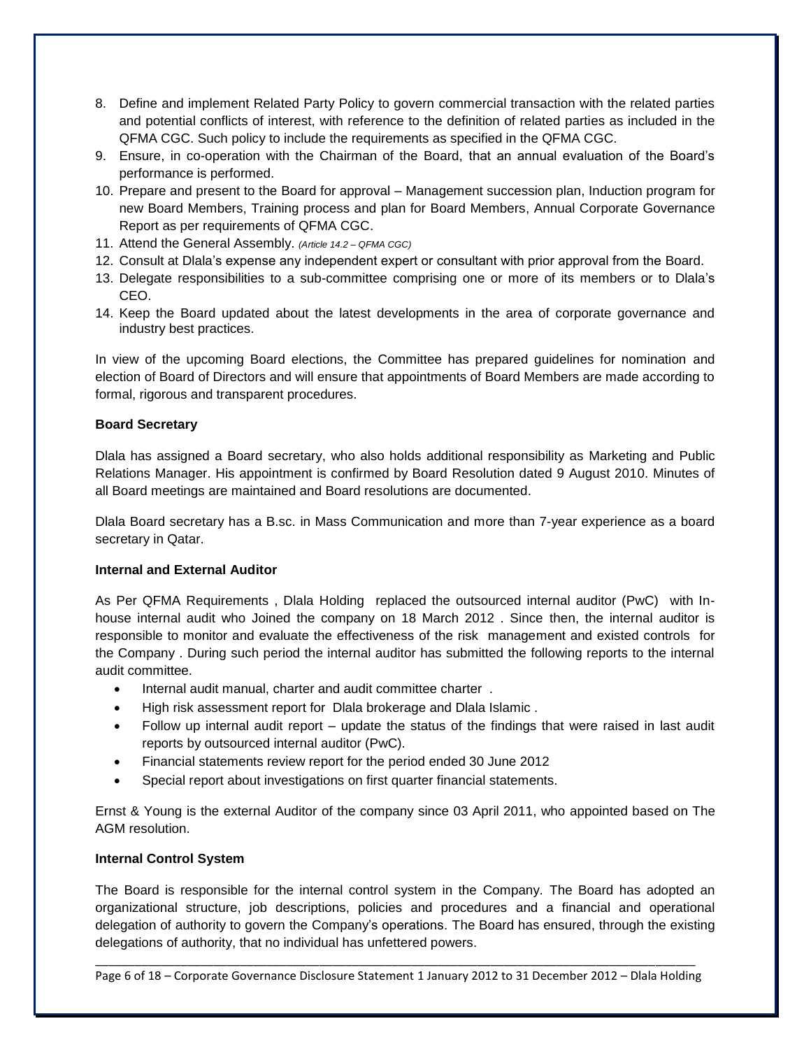8. Define and implement Related Party Policy to govern commercial transaction with the related parties and potential conflicts of interest, with reference to the definition of related parties as included in the QFMA CGC. Such policy to include the requirements as specified in the QFMA CGC.
9. Ensure, in co-operation with the Chairman of the Board, that an annual evaluation of the Board's performance is performed.
10. Prepare and present to the Board for approval – Management succession plan, Induction program for new Board Members, Training process and plan for Board Members, Annual Corporate Governance Report as per requirements of QFMA CGC.
11. Attend the General Assembly. *(Article 14.2 – QFMA CGC)*
12. Consult at Dlala's expense any independent expert or consultant with prior approval from the Board.
13. Delegate responsibilities to a sub-committee comprising one or more of its members or to Dlala's CEO.
14. Keep the Board updated about the latest developments in the area of corporate governance and industry best practices.

In view of the upcoming Board elections, the Committee has prepared guidelines for nomination and election of Board of Directors and will ensure that appointments of Board Members are made according to formal, rigorous and transparent procedures.

**Board Secretary**

Dlala has assigned a Board secretary, who also holds additional responsibility as Marketing and Public Relations Manager. His appointment is confirmed by Board Resolution dated 9 August 2010. Minutes of all Board meetings are maintained and Board resolutions are documented.

Dlala Board secretary has a B.sc. in Mass Communication and more than 7-year experience as a board secretary in Qatar.

**Internal and External Auditor**

As Per QFMA Requirements , Dlala Holding replaced the outsourced internal auditor (PwC) with In-house internal audit who Joined the company on 18 March 2012 . Since then, the internal auditor is responsible to monitor and evaluate the effectiveness of the risk management and existed controls for the Company . During such period the internal auditor has submitted the following reports to the internal audit committee.

- Internal audit manual, charter and audit committee charter .
- High risk assessment report for Dlala brokerage and Dlala Islamic .
- Follow up internal audit report – update the status of the findings that were raised in last audit reports by outsourced internal auditor (PwC).
- Financial statements review report for the period ended 30 June 2012
- Special report about investigations on first quarter financial statements.

Ernst & Young is the external Auditor of the company since 03 April 2011, who appointed based on The AGM resolution.

**Internal Control System**

The Board is responsible for the internal control system in the Company. The Board has adopted an organizational structure, job descriptions, policies and procedures and a financial and operational delegation of authority to govern the Company's operations. The Board has ensured, through the existing delegations of authority, that no individual has unfettered powers.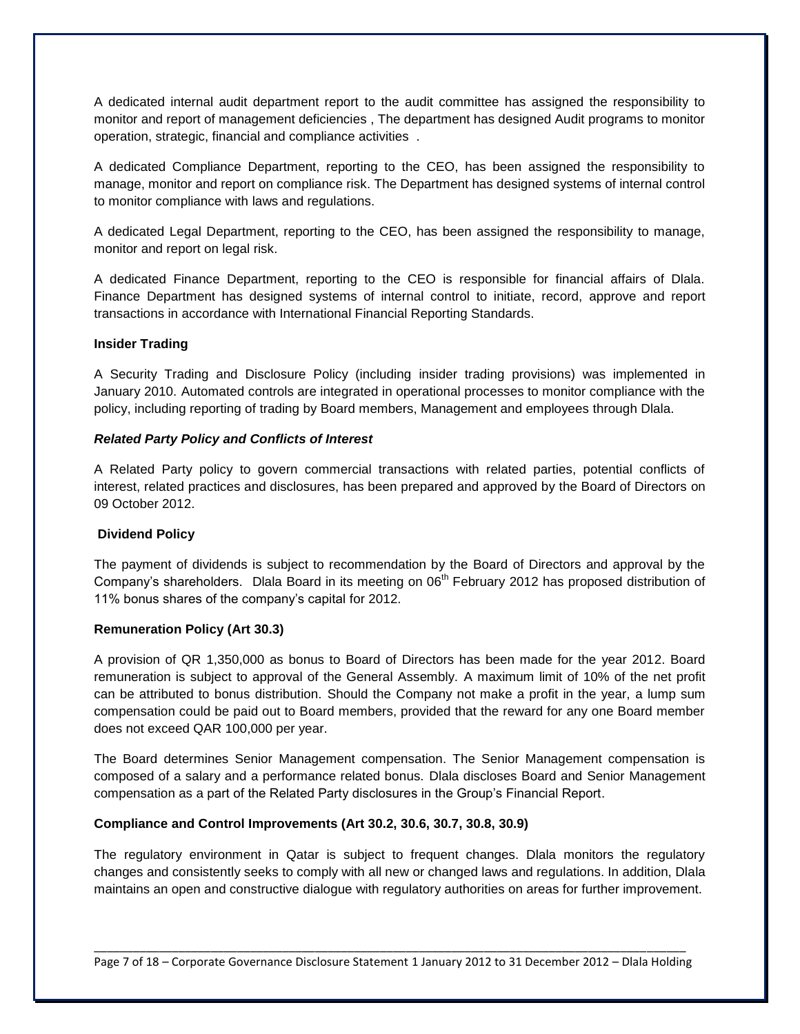A dedicated internal audit department report to the audit committee has assigned the responsibility to monitor and report of management deficiencies , The department has designed Audit programs to monitor operation, strategic, financial and compliance activities .

A dedicated Compliance Department, reporting to the CEO, has been assigned the responsibility to manage, monitor and report on compliance risk. The Department has designed systems of internal control to monitor compliance with laws and regulations.

A dedicated Legal Department, reporting to the CEO, has been assigned the responsibility to manage, monitor and report on legal risk.

A dedicated Finance Department, reporting to the CEO is responsible for financial affairs of Dlala. Finance Department has designed systems of internal control to initiate, record, approve and report transactions in accordance with International Financial Reporting Standards.

**Insider Trading**

A Security Trading and Disclosure Policy (including insider trading provisions) was implemented in January 2010. Automated controls are integrated in operational processes to monitor compliance with the policy, including reporting of trading by Board members, Management and employees through Dlala.

***Related Party Policy and Conflicts of Interest***

A Related Party policy to govern commercial transactions with related parties, potential conflicts of interest, related practices and disclosures, has been prepared and approved by the Board of Directors on 09 October 2012.

**Dividend Policy**

The payment of dividends is subject to recommendation by the Board of Directors and approval by the Company's shareholders. Dlala Board in its meeting on 06th February 2012 has proposed distribution of 11% bonus shares of the company's capital for 2012.

**Remuneration Policy (Art 30.3)**

A provision of QR 1,350,000 as bonus to Board of Directors has been made for the year 2012. Board remuneration is subject to approval of the General Assembly. A maximum limit of 10% of the net profit can be attributed to bonus distribution. Should the Company not make a profit in the year, a lump sum compensation could be paid out to Board members, provided that the reward for any one Board member does not exceed QAR 100,000 per year.

The Board determines Senior Management compensation. The Senior Management compensation is composed of a salary and a performance related bonus. Dlala discloses Board and Senior Management compensation as a part of the Related Party disclosures in the Group's Financial Report.

**Compliance and Control Improvements (Art 30.2, 30.6, 30.7, 30.8, 30.9)**

The regulatory environment in Qatar is subject to frequent changes. Dlala monitors the regulatory changes and consistently seeks to comply with all new or changed laws and regulations. In addition, Dlala maintains an open and constructive dialogue with regulatory authorities on areas for further improvement.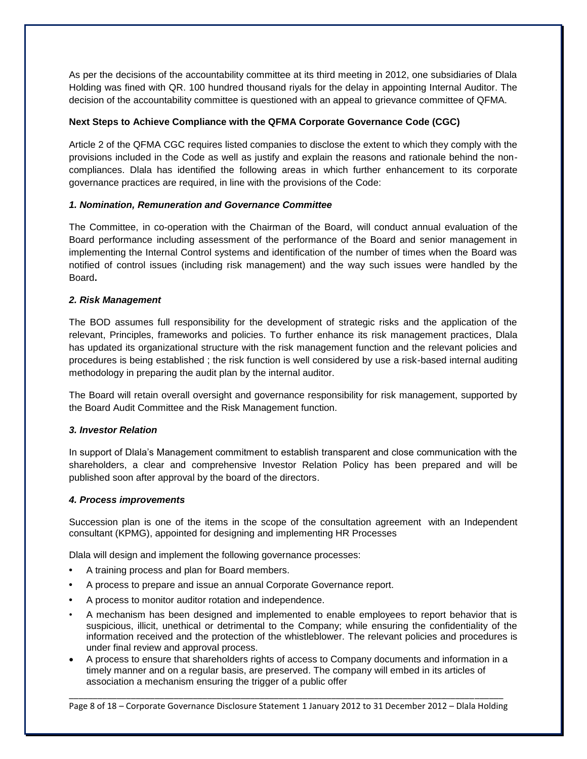As per the decisions of the accountability committee at its third meeting in 2012, one subsidiaries of Dlala Holding was fined with QR. 100 hundred thousand riyals for the delay in appointing Internal Auditor. The decision of the accountability committee is questioned with an appeal to grievance committee of QFMA.

**Next Steps to Achieve Compliance with the QFMA Corporate Governance Code (CGC)**

Article 2 of the QFMA CGC requires listed companies to disclose the extent to which they comply with the provisions included in the Code as well as justify and explain the reasons and rationale behind the non-compliances. Dlala has identified the following areas in which further enhancement to its corporate governance practices are required, in line with the provisions of the Code:

***1. Nomination, Remuneration and Governance Committee***

The Committee, in co-operation with the Chairman of the Board, will conduct annual evaluation of the Board performance including assessment of the performance of the Board and senior management in implementing the Internal Control systems and identification of the number of times when the Board was notified of control issues (including risk management) and the way such issues were handled by the Board**.**

***2. Risk Management***

The BOD assumes full responsibility for the development of strategic risks and the application of the relevant, Principles, frameworks and policies. To further enhance its risk management practices, Dlala has updated its organizational structure with the risk management function and the relevant policies and procedures is being established ; the risk function is well considered by use a risk-based internal auditing methodology in preparing the audit plan by the internal auditor.

The Board will retain overall oversight and governance responsibility for risk management, supported by the Board Audit Committee and the Risk Management function.

***3. Investor Relation***

In support of Dlala's Management commitment to establish transparent and close communication with the shareholders, a clear and comprehensive Investor Relation Policy has been prepared and will be published soon after approval by the board of the directors.

***4. Process improvements***

Succession plan is one of the items in the scope of the consultation agreement with an Independent consultant (KPMG), appointed for designing and implementing HR Processes

Dlala will design and implement the following governance processes:

- A training process and plan for Board members.
- A process to prepare and issue an annual Corporate Governance report.
- A process to monitor auditor rotation and independence.
- A mechanism has been designed and implemented to enable employees to report behavior that is suspicious, illicit, unethical or detrimental to the Company; while ensuring the confidentiality of the information received and the protection of the whistleblower. The relevant policies and procedures is under final review and approval process.
- A process to ensure that shareholders rights of access to Company documents and information in a timely manner and on a regular basis, are preserved. The company will embed in its articles of association a mechanism ensuring the trigger of a public offer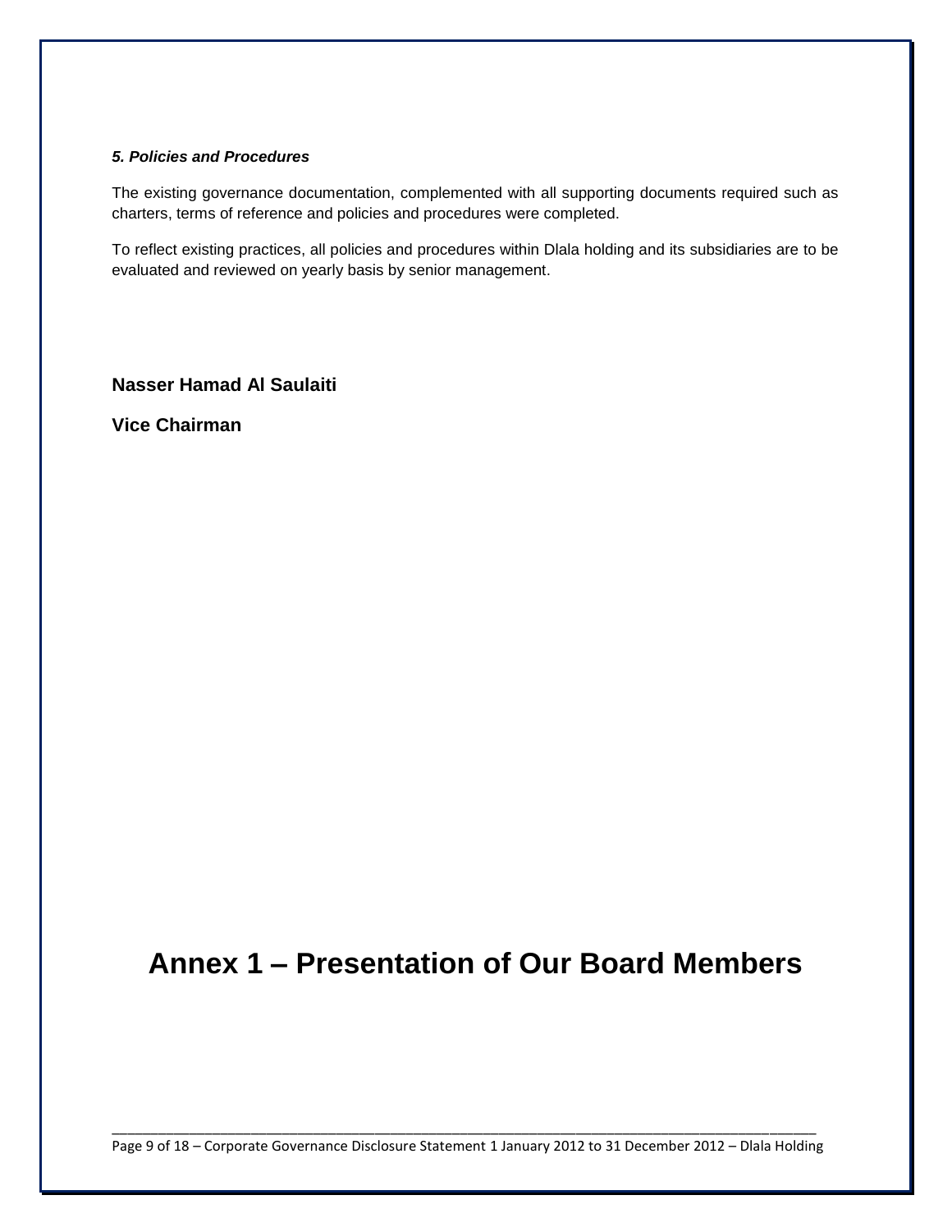***5. Policies and Procedures***

The existing governance documentation, complemented with all supporting documents required such as charters, terms of reference and policies and procedures were completed.

To reflect existing practices, all policies and procedures within Dlala holding and its subsidiaries are to be evaluated and reviewed on yearly basis by senior management.

**Nasser Hamad Al Saulaiti**

**Vice Chairman**

# Annex 1 – Presentation of Our Board Members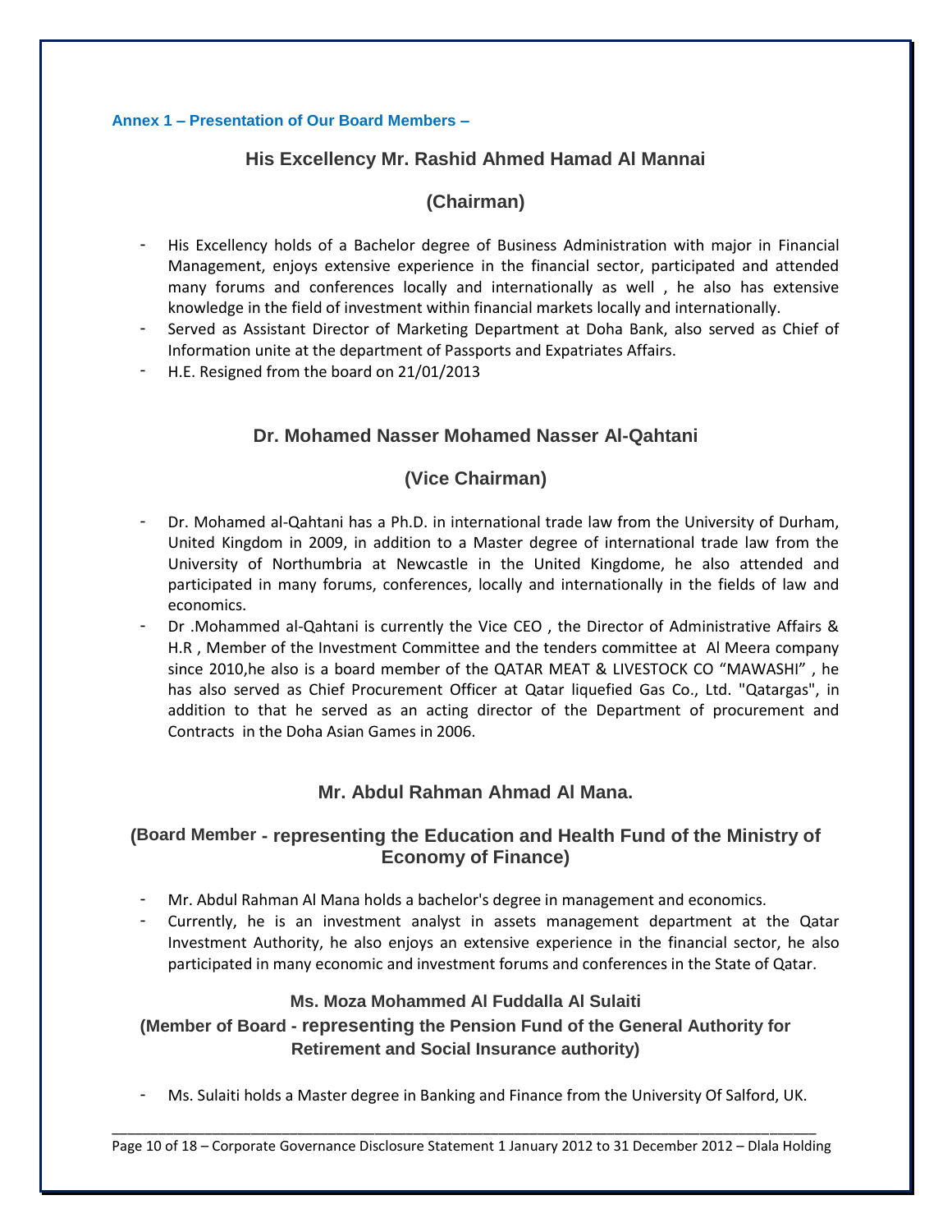**Annex 1 – Presentation of Our Board Members –**

## His Excellency Mr. Rashid Ahmed Hamad Al Mannai

## (Chairman)

- His Excellency holds of a Bachelor degree of Business Administration with major in Financial Management, enjoys extensive experience in the financial sector, participated and attended many forums and conferences locally and internationally as well , he also has extensive knowledge in the field of investment within financial markets locally and internationally.
- Served as Assistant Director of Marketing Department at Doha Bank, also served as Chief of Information unite at the department of Passports and Expatriates Affairs.
- H.E. Resigned from the board on 21/01/2013

## Dr. Mohamed Nasser Mohamed Nasser Al-Qahtani

## (Vice Chairman)

- Dr. Mohamed al-Qahtani has a Ph.D. in international trade law from the University of Durham, United Kingdom in 2009, in addition to a Master degree of international trade law from the University of Northumbria at Newcastle in the United Kingdome, he also attended and participated in many forums, conferences, locally and internationally in the fields of law and economics.
- Dr .Mohammed al-Qahtani is currently the Vice CEO , the Director of Administrative Affairs & H.R , Member of the Investment Committee and the tenders committee at Al Meera company since 2010,he also is a board member of the QATAR MEAT & LIVESTOCK CO "MAWASHI" , he has also served as Chief Procurement Officer at Qatar liquefied Gas Co., Ltd. "Qatargas", in addition to that he served as an acting director of the Department of procurement and Contracts in the Doha Asian Games in 2006.

## Mr. Abdul Rahman Ahmad Al Mana.

### (Board Member - representing the Education and Health Fund of the Ministry of Economy of Finance)

- Mr. Abdul Rahman Al Mana holds a bachelor's degree in management and economics.
- Currently, he is an investment analyst in assets management department at the Qatar Investment Authority, he also enjoys an extensive experience in the financial sector, he also participated in many economic and investment forums and conferences in the State of Qatar.

## Ms. Moza Mohammed Al Fuddalla Al Sulaiti

### (Member of Board - representing the Pension Fund of the General Authority for Retirement and Social Insurance authority)

- Ms. Sulaiti holds a Master degree in Banking and Finance from the University Of Salford, UK.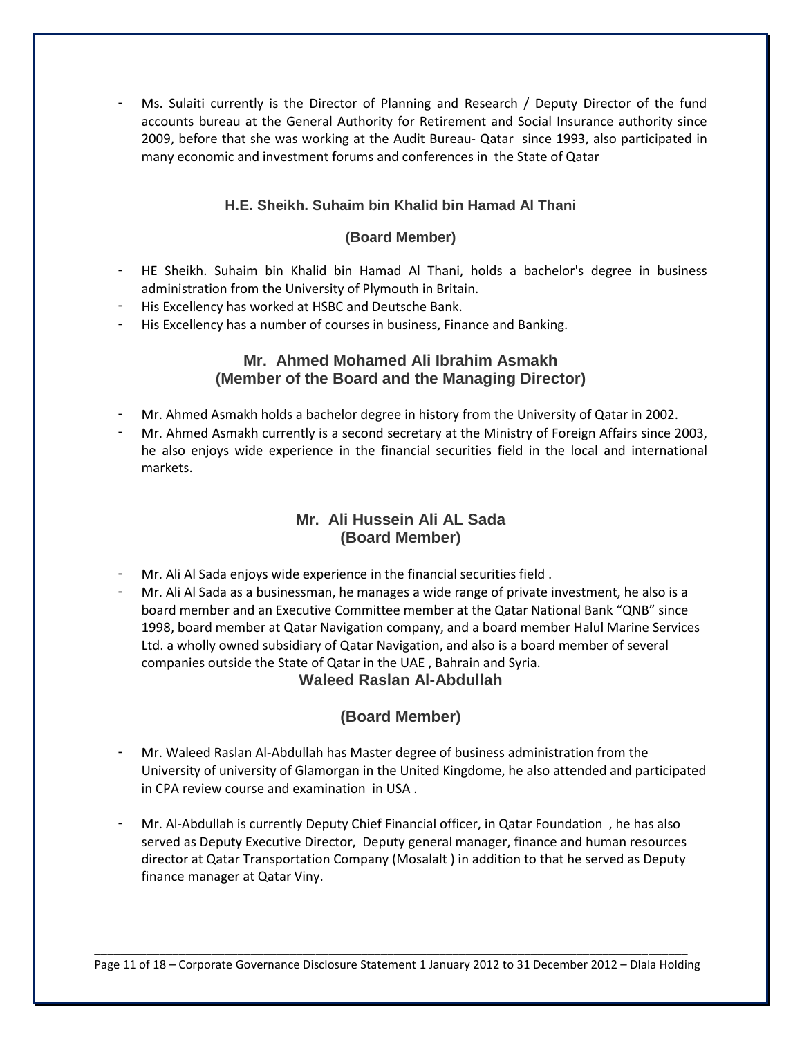- Ms. Sulaiti currently is the Director of Planning and Research / Deputy Director of the fund accounts bureau at the General Authority for Retirement and Social Insurance authority since 2009, before that she was working at the Audit Bureau- Qatar since 1993, also participated in many economic and investment forums and conferences in the State of Qatar

### H.E. Sheikh. Suhaim bin Khalid bin Hamad Al Thani

### (Board Member)

- HE Sheikh. Suhaim bin Khalid bin Hamad Al Thani, holds a bachelor's degree in business administration from the University of Plymouth in Britain.
- His Excellency has worked at HSBC and Deutsche Bank.
- His Excellency has a number of courses in business, Finance and Banking.

### Mr. Ahmed Mohamed Ali Ibrahim Asmakh (Member of the Board and the Managing Director)

- Mr. Ahmed Asmakh holds a bachelor degree in history from the University of Qatar in 2002.
- Mr. Ahmed Asmakh currently is a second secretary at the Ministry of Foreign Affairs since 2003, he also enjoys wide experience in the financial securities field in the local and international markets.

### Mr. Ali Hussein Ali AL Sada (Board Member)

- Mr. Ali Al Sada enjoys wide experience in the financial securities field .
- Mr. Ali Al Sada as a businessman, he manages a wide range of private investment, he also is a board member and an Executive Committee member at the Qatar National Bank "QNB" since 1998, board member at Qatar Navigation company, and a board member Halul Marine Services Ltd. a wholly owned subsidiary of Qatar Navigation, and also is a board member of several companies outside the State of Qatar in the UAE , Bahrain and Syria.

### Waleed Raslan Al-Abdullah

### (Board Member)

- Mr. Waleed Raslan Al-Abdullah has Master degree of business administration from the University of university of Glamorgan in the United Kingdome, he also attended and participated in CPA review course and examination in USA .

- Mr. Al-Abdullah is currently Deputy Chief Financial officer, in Qatar Foundation , he has also served as Deputy Executive Director, Deputy general manager, finance and human resources director at Qatar Transportation Company (Mosalalt ) in addition to that he served as Deputy finance manager at Qatar Viny.